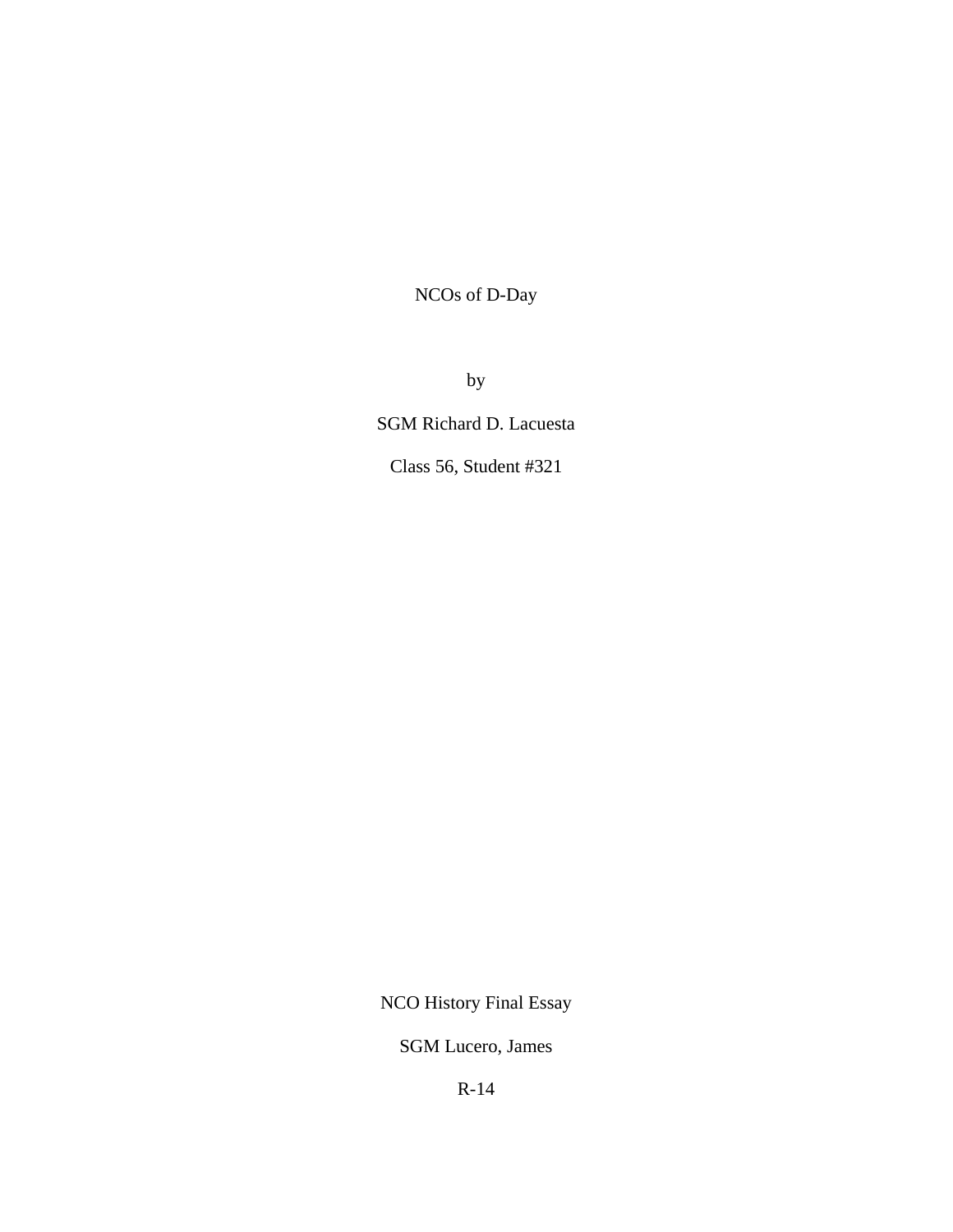NCOs of D-Day

by

SGM Richard D. Lacuesta

Class 56, Student #321

NCO History Final Essay

SGM Lucero, James

R-14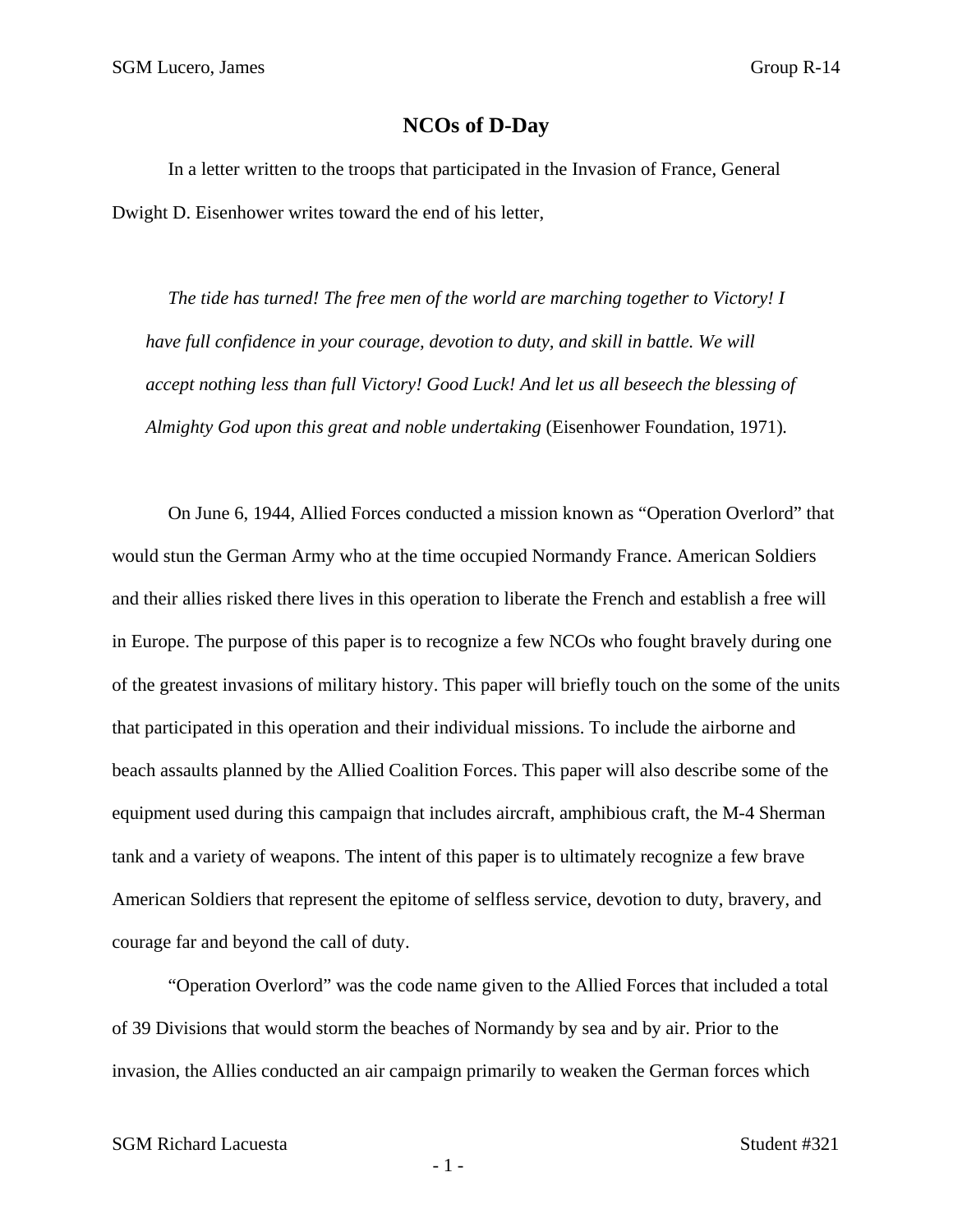# NCOs of D-Day

In a letter written to the troops that participated in the Invasion of France, General Dwight D. Eisenhower writes toward the end of his letter,

> *The tide has turned! The free men of the world are marching together to Victory! I have full confidence in your courage, devotion to duty, and skill in battle. We will accept nothing less than full Victory! Good Luck! And let us all beseech the blessing of Almighty God upon this great and noble undertaking* (Eisenhower Foundation, 1971).

On June 6, 1944, Allied Forces conducted a mission known as "Operation Overlord" that would stun the German Army who at the time occupied Normandy France. American Soldiers and their allies risked there lives in this operation to liberate the French and establish a free will in Europe. The purpose of this paper is to recognize a few NCOs who fought bravely during one of the greatest invasions of military history. This paper will briefly touch on the some of the units that participated in this operation and their individual missions. To include the airborne and beach assaults planned by the Allied Coalition Forces. This paper will also describe some of the equipment used during this campaign that includes aircraft, amphibious craft, the M-4 Sherman tank and a variety of weapons. The intent of this paper is to ultimately recognize a few brave American Soldiers that represent the epitome of selfless service, devotion to duty, bravery, and courage far and beyond the call of duty.

"Operation Overlord" was the code name given to the Allied Forces that included a total of 39 Divisions that would storm the beaches of Normandy by sea and by air. Prior to the invasion, the Allies conducted an air campaign primarily to weaken the German forces which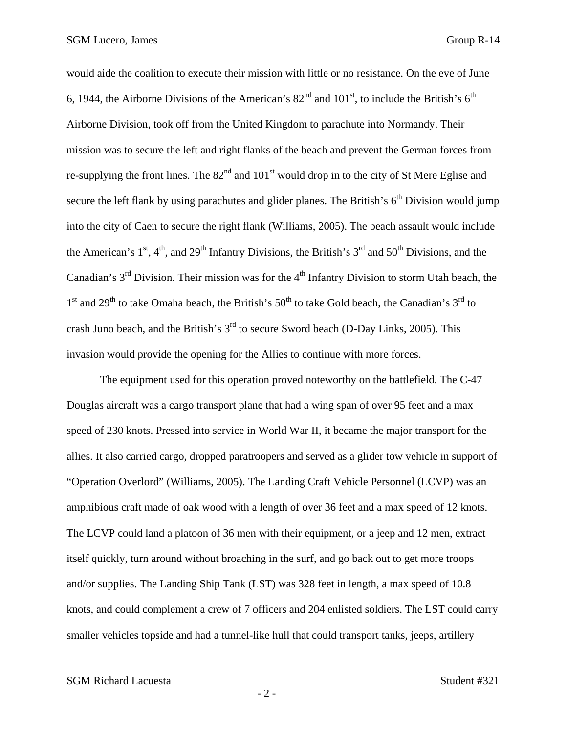would aide the coalition to execute their mission with little or no resistance. On the eve of June 6, 1944, the Airborne Divisions of the American's 82nd and 101st, to include the British's 6th Airborne Division, took off from the United Kingdom to parachute into Normandy. Their mission was to secure the left and right flanks of the beach and prevent the German forces from re-supplying the front lines. The 82nd and 101st would drop in to the city of St Mere Eglise and secure the left flank by using parachutes and glider planes. The British's 6th Division would jump into the city of Caen to secure the right flank (Williams, 2005). The beach assault would include the American's 1st, 4th, and 29th Infantry Divisions, the British's 3rd and 50th Divisions, and the Canadian's 3rd Division. Their mission was for the 4th Infantry Division to storm Utah beach, the 1st and 29th to take Omaha beach, the British's 50th to take Gold beach, the Canadian's 3rd to crash Juno beach, and the British's 3rd to secure Sword beach (D-Day Links, 2005). This invasion would provide the opening for the Allies to continue with more forces.

The equipment used for this operation proved noteworthy on the battlefield. The C-47 Douglas aircraft was a cargo transport plane that had a wing span of over 95 feet and a max speed of 230 knots. Pressed into service in World War II, it became the major transport for the allies. It also carried cargo, dropped paratroopers and served as a glider tow vehicle in support of "Operation Overlord" (Williams, 2005). The Landing Craft Vehicle Personnel (LCVP) was an amphibious craft made of oak wood with a length of over 36 feet and a max speed of 12 knots. The LCVP could land a platoon of 36 men with their equipment, or a jeep and 12 men, extract itself quickly, turn around without broaching in the surf, and go back out to get more troops and/or supplies. The Landing Ship Tank (LST) was 328 feet in length, a max speed of 10.8 knots, and could complement a crew of 7 officers and 204 enlisted soldiers. The LST could carry smaller vehicles topside and had a tunnel-like hull that could transport tanks, jeeps, artillery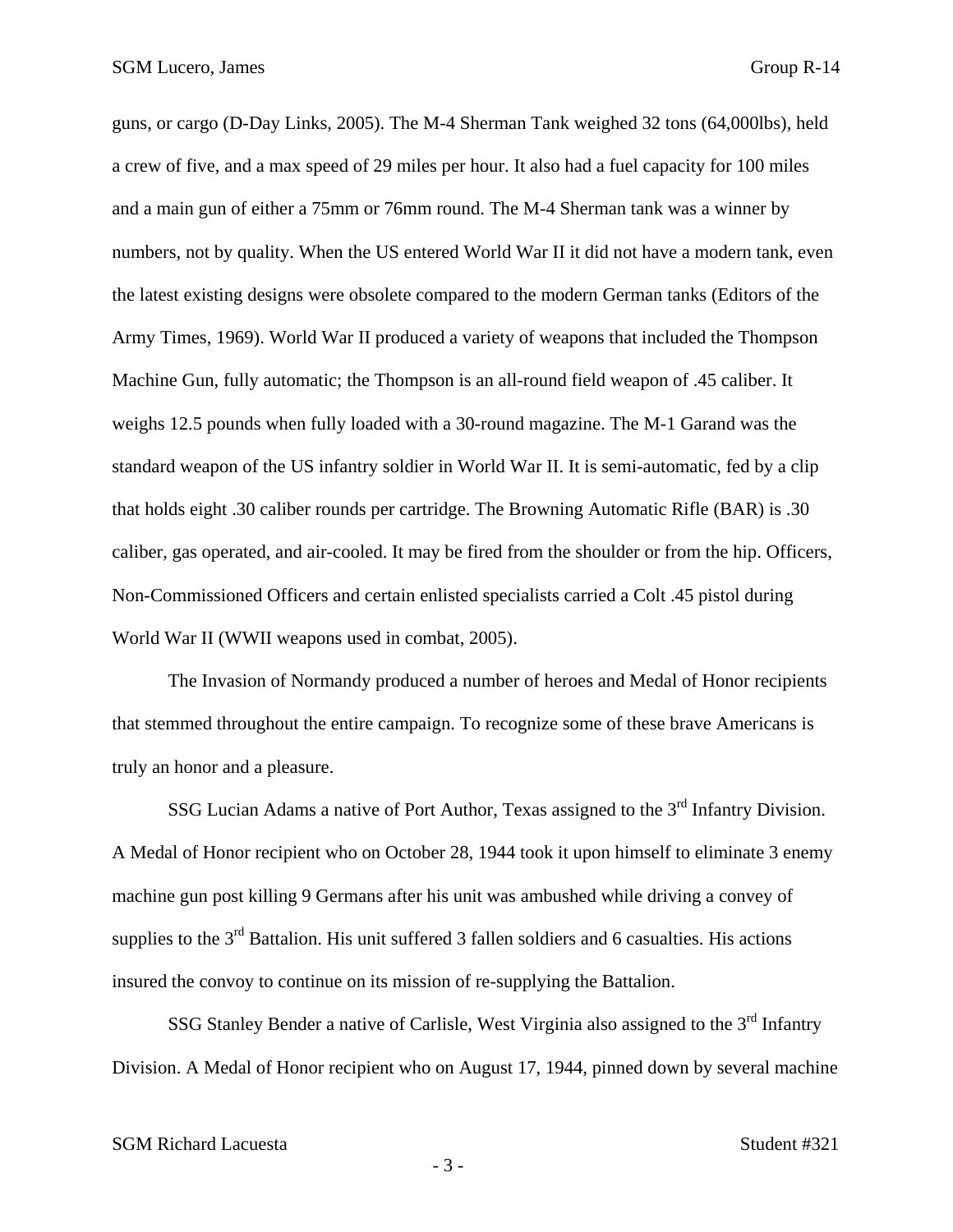guns, or cargo (D-Day Links, 2005). The M-4 Sherman Tank weighed 32 tons (64,000lbs), held a crew of five, and a max speed of 29 miles per hour. It also had a fuel capacity for 100 miles and a main gun of either a 75mm or 76mm round. The M-4 Sherman tank was a winner by numbers, not by quality. When the US entered World War II it did not have a modern tank, even the latest existing designs were obsolete compared to the modern German tanks (Editors of the Army Times, 1969). World War II produced a variety of weapons that included the Thompson Machine Gun, fully automatic; the Thompson is an all-round field weapon of .45 caliber. It weighs 12.5 pounds when fully loaded with a 30-round magazine. The M-1 Garand was the standard weapon of the US infantry soldier in World War II. It is semi-automatic, fed by a clip that holds eight .30 caliber rounds per cartridge. The Browning Automatic Rifle (BAR) is .30 caliber, gas operated, and air-cooled. It may be fired from the shoulder or from the hip. Officers, Non-Commissioned Officers and certain enlisted specialists carried a Colt .45 pistol during World War II (WWII weapons used in combat, 2005).

The Invasion of Normandy produced a number of heroes and Medal of Honor recipients that stemmed throughout the entire campaign. To recognize some of these brave Americans is truly an honor and a pleasure.

SSG Lucian Adams a native of Port Author, Texas assigned to the 3rd Infantry Division. A Medal of Honor recipient who on October 28, 1944 took it upon himself to eliminate 3 enemy machine gun post killing 9 Germans after his unit was ambushed while driving a convey of supplies to the 3rd Battalion. His unit suffered 3 fallen soldiers and 6 casualties. His actions insured the convoy to continue on its mission of re-supplying the Battalion.

SSG Stanley Bender a native of Carlisle, West Virginia also assigned to the 3rd Infantry Division. A Medal of Honor recipient who on August 17, 1944, pinned down by several machine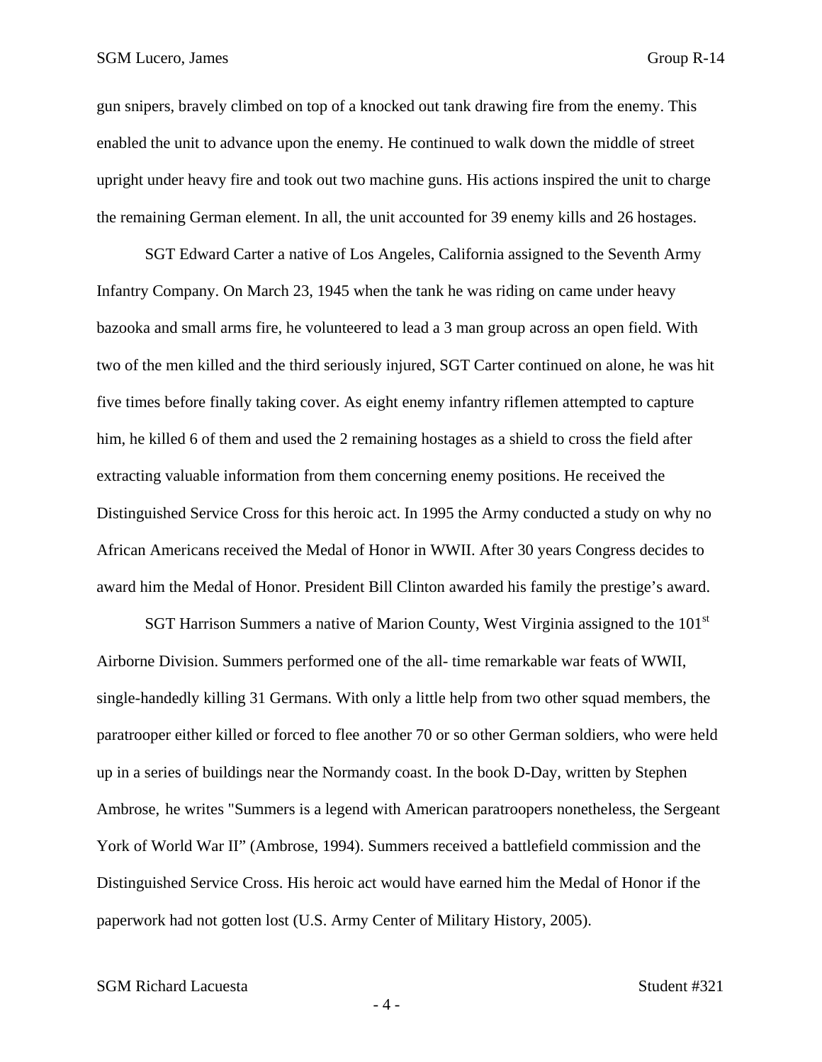gun snipers, bravely climbed on top of a knocked out tank drawing fire from the enemy. This enabled the unit to advance upon the enemy. He continued to walk down the middle of street upright under heavy fire and took out two machine guns. His actions inspired the unit to charge the remaining German element. In all, the unit accounted for 39 enemy kills and 26 hostages.

SGT Edward Carter a native of Los Angeles, California assigned to the Seventh Army Infantry Company. On March 23, 1945 when the tank he was riding on came under heavy bazooka and small arms fire, he volunteered to lead a 3 man group across an open field. With two of the men killed and the third seriously injured, SGT Carter continued on alone, he was hit five times before finally taking cover. As eight enemy infantry riflemen attempted to capture him, he killed 6 of them and used the 2 remaining hostages as a shield to cross the field after extracting valuable information from them concerning enemy positions. He received the Distinguished Service Cross for this heroic act. In 1995 the Army conducted a study on why no African Americans received the Medal of Honor in WWII. After 30 years Congress decides to award him the Medal of Honor. President Bill Clinton awarded his family the prestige's award.

SGT Harrison Summers a native of Marion County, West Virginia assigned to the 101st Airborne Division. Summers performed one of the all- time remarkable war feats of WWII, single-handedly killing 31 Germans. With only a little help from two other squad members, the paratrooper either killed or forced to flee another 70 or so other German soldiers, who were held up in a series of buildings near the Normandy coast. In the book D-Day, written by Stephen Ambrose, he writes "Summers is a legend with American paratroopers nonetheless, the Sergeant York of World War II" (Ambrose, 1994). Summers received a battlefield commission and the Distinguished Service Cross. His heroic act would have earned him the Medal of Honor if the paperwork had not gotten lost (U.S. Army Center of Military History, 2005).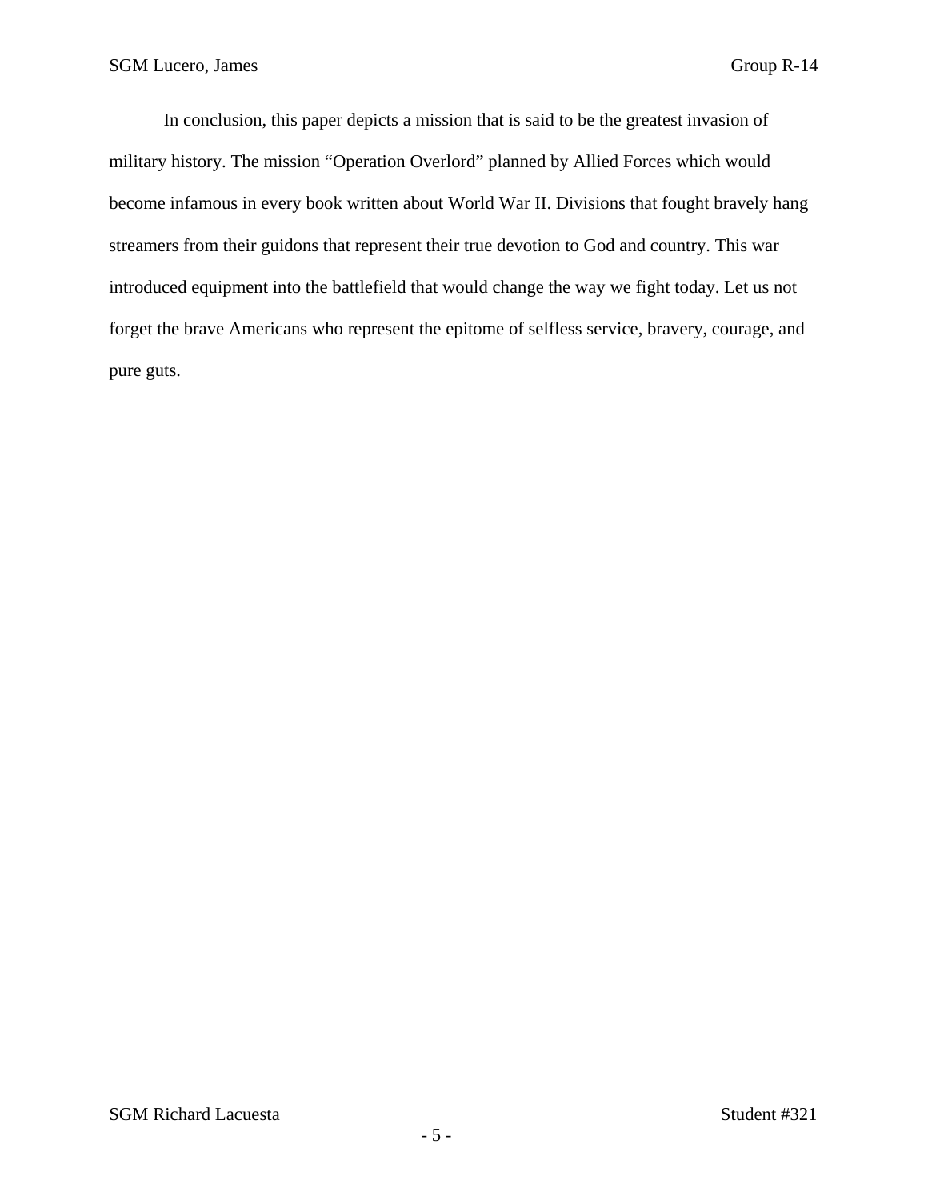In conclusion, this paper depicts a mission that is said to be the greatest invasion of military history. The mission "Operation Overlord" planned by Allied Forces which would become infamous in every book written about World War II. Divisions that fought bravely hang streamers from their guidons that represent their true devotion to God and country. This war introduced equipment into the battlefield that would change the way we fight today. Let us not forget the brave Americans who represent the epitome of selfless service, bravery, courage, and pure guts.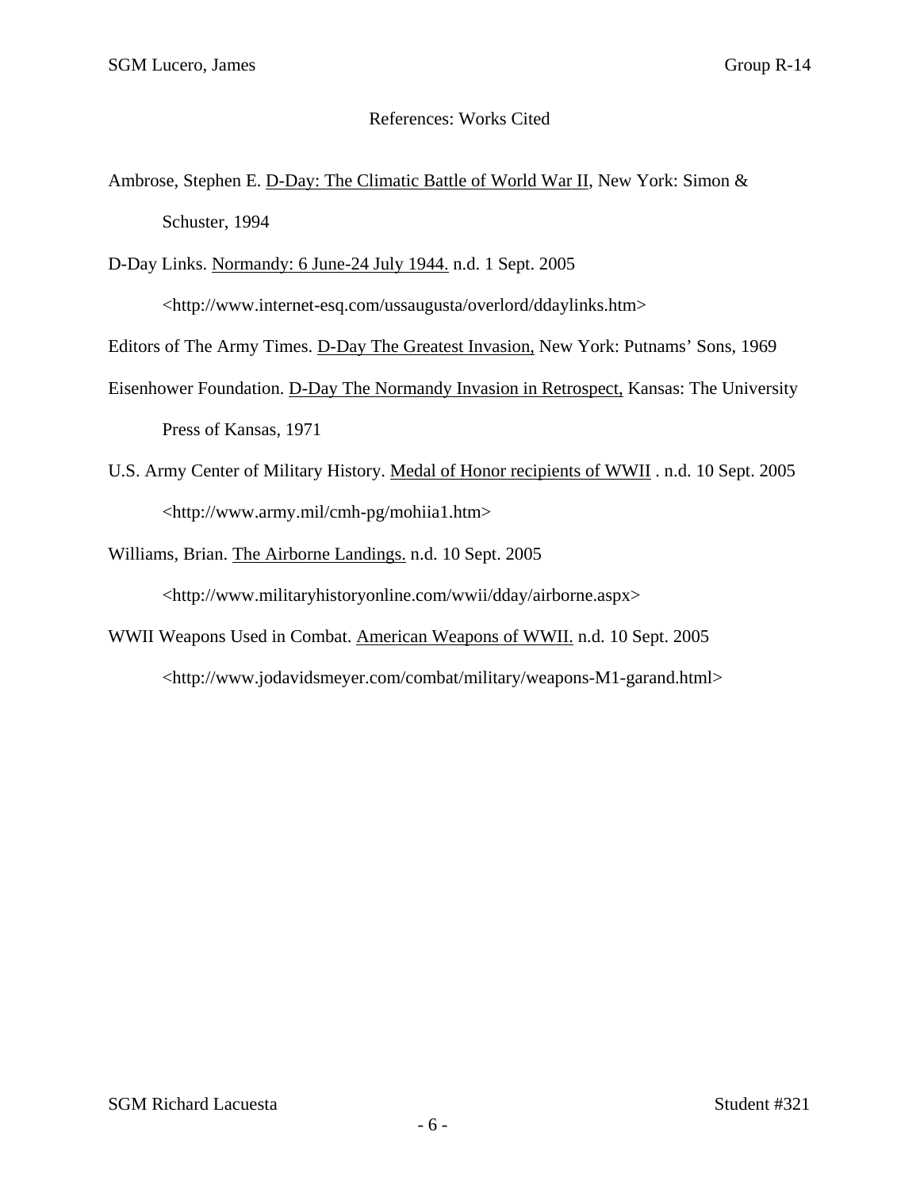## References: Works Cited

Ambrose, Stephen E. <u>D-Day: The Climatic Battle of World War II</u>, New York: Simon & Schuster, 1994

D-Day Links. <u>Normandy: 6 June-24 July 1944.</u> n.d. 1 Sept. 2005 <http://www.internet-esq.com/ussaugusta/overlord/ddaylinks.htm>

Editors of The Army Times. <u>D-Day The Greatest Invasion,</u> New York: Putnams' Sons, 1969

Eisenhower Foundation. <u>D-Day The Normandy Invasion in Retrospect,</u> Kansas: The University Press of Kansas, 1971

U.S. Army Center of Military History. <u>Medal of Honor recipients of WWII</u> . n.d. 10 Sept. 2005 <http://www.army.mil/cmh-pg/mohiia1.htm>

Williams, Brian. <u>The Airborne Landings.</u> n.d. 10 Sept. 2005 <http://www.militaryhistoryonline.com/wwii/dday/airborne.aspx>

WWII Weapons Used in Combat. <u>American Weapons of WWII.</u> n.d. 10 Sept. 2005 <http://www.jodavidsmeyer.com/combat/military/weapons-M1-garand.html>